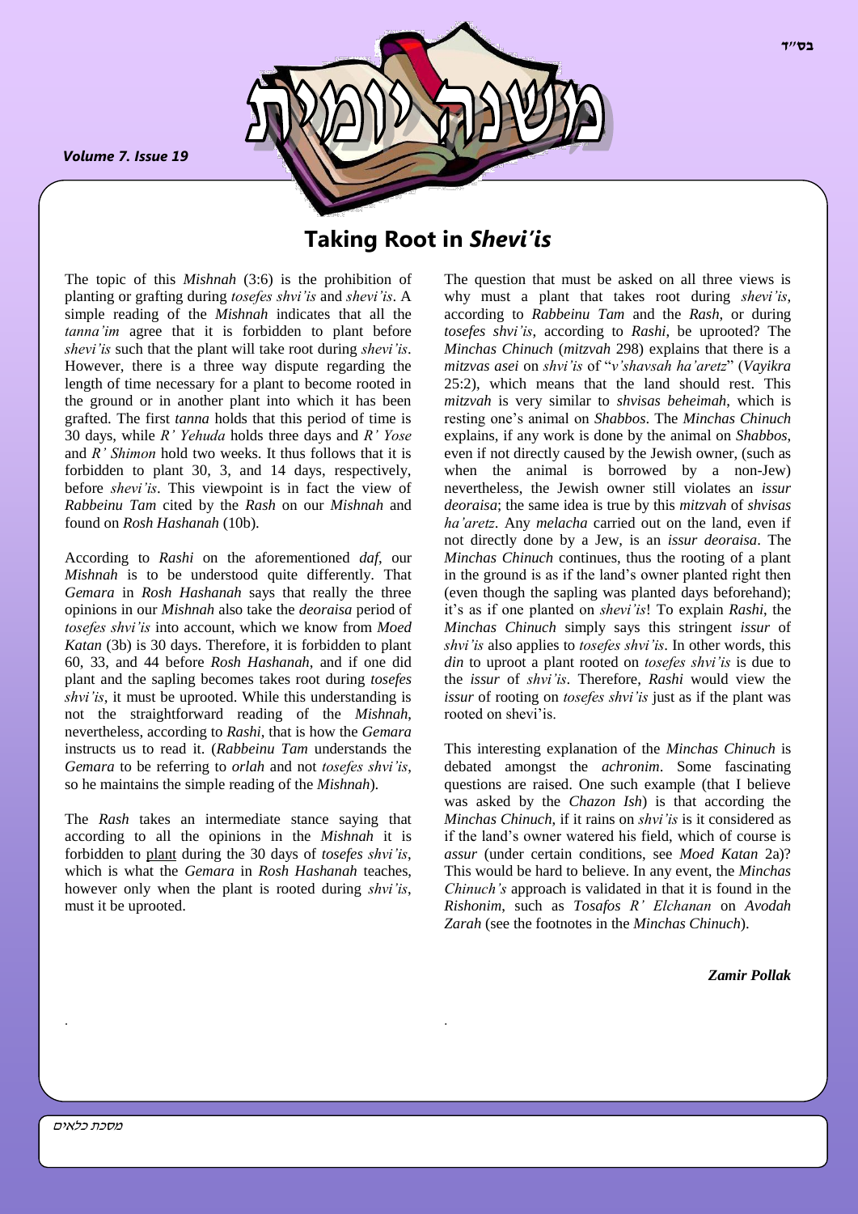# Taking Root in *Shevi'is*

The topic of this *Mishnah* (3:6) is the prohibition of planting or grafting during *tosefes shvi'is* and *shevi'is*. A simple reading of the *Mishnah* indicates that all the *tanna'im* agree that it is forbidden to plant before *shevi'is* such that the plant will take root during *shevi'is*. However, there is a three way dispute regarding the length of time necessary for a plant to become rooted in the ground or in another plant into which it has been grafted. The first *tanna* holds that this period of time is 30 days, while *R' Yehuda* holds three days and *R' Yose* and *R' Shimon* hold two weeks. It thus follows that it is forbidden to plant 30, 3, and 14 days, respectively, before *shevi'is*. This viewpoint is in fact the view of *Rabbeinu Tam* cited by the *Rash* on our *Mishnah* and found on *Rosh Hashanah* (10b).

According to *Rashi* on the aforementioned *daf*, our *Mishnah* is to be understood quite differently. That *Gemara* in *Rosh Hashanah* says that really the three opinions in our *Mishnah* also take the *deoraisa* period of *tosefes shvi'is* into account, which we know from *Moed Katan* (3b) is 30 days. Therefore, it is forbidden to plant 60, 33, and 44 before *Rosh Hashanah*, and if one did plant and the sapling becomes takes root during *tosefes shvi'is*, it must be uprooted. While this understanding is not the straightforward reading of the *Mishnah*, nevertheless, according to *Rashi*, that is how the *Gemara* instructs us to read it. (*Rabbeinu Tam* understands the *Gemara* to be referring to *orlah* and not *tosefes shvi'is*, so he maintains the simple reading of the *Mishnah*).

The *Rash* takes an intermediate stance saying that according to all the opinions in the *Mishnah* it is forbidden to plant during the 30 days of *tosefes shvi'is*, which is what the *Gemara* in *Rosh Hashanah* teaches, however only when the plant is rooted during *shvi'is*, must it be uprooted.

The question that must be asked on all three views is why must a plant that takes root during *shevi'is*, according to *Rabbeinu Tam* and the *Rash*, or during *tosefes shvi'is*, according to *Rashi*, be uprooted? The *Minchas Chinuch* (*mitzvah* 298) explains that there is a *mitzvas asei* on *shvi'is* of "*v'shavsah ha'aretz*" (*Vayikra* 25:2), which means that the land should rest. This *mitzvah* is very similar to *shvisas beheimah*, which is resting one's animal on *Shabbos*. The *Minchas Chinuch* explains, if any work is done by the animal on *Shabbos*, even if not directly caused by the Jewish owner, (such as when the animal is borrowed by a non-Jew) nevertheless, the Jewish owner still violates an *issur deoraisa*; the same idea is true by this *mitzvah* of *shvisas ha'aretz*. Any *melacha* carried out on the land, even if not directly done by a Jew, is an *issur deoraisa*. The *Minchas Chinuch* continues, thus the rooting of a plant in the ground is as if the land's owner planted right then (even though the sapling was planted days beforehand); it's as if one planted on *shevi'is*! To explain *Rashi*, the *Minchas Chinuch* simply says this stringent *issur* of *shvi'is* also applies to *tosefes shvi'is*. In other words, this *din* to uproot a plant rooted on *tosefes shvi'is* is due to the *issur* of *shvi'is*. Therefore, *Rashi* would view the *issur* of rooting on *tosefes shvi'is* just as if the plant was rooted on shevi'is.

This interesting explanation of the *Minchas Chinuch* is debated amongst the *achronim*. Some fascinating questions are raised. One such example (that I believe was asked by the *Chazon Ish*) is that according the *Minchas Chinuch*, if it rains on *shvi'is* is it considered as if the land's owner watered his field, which of course is *assur* (under certain conditions, see *Moed Katan* 2a)? This would be hard to believe. In any event, the *Minchas Chinuch's* approach is validated in that it is found in the *Rishonim*, such as *Tosafos R' Elchanan* on *Avodah Zarah* (see the footnotes in the *Minchas Chinuch*).

***Zamir Pollak***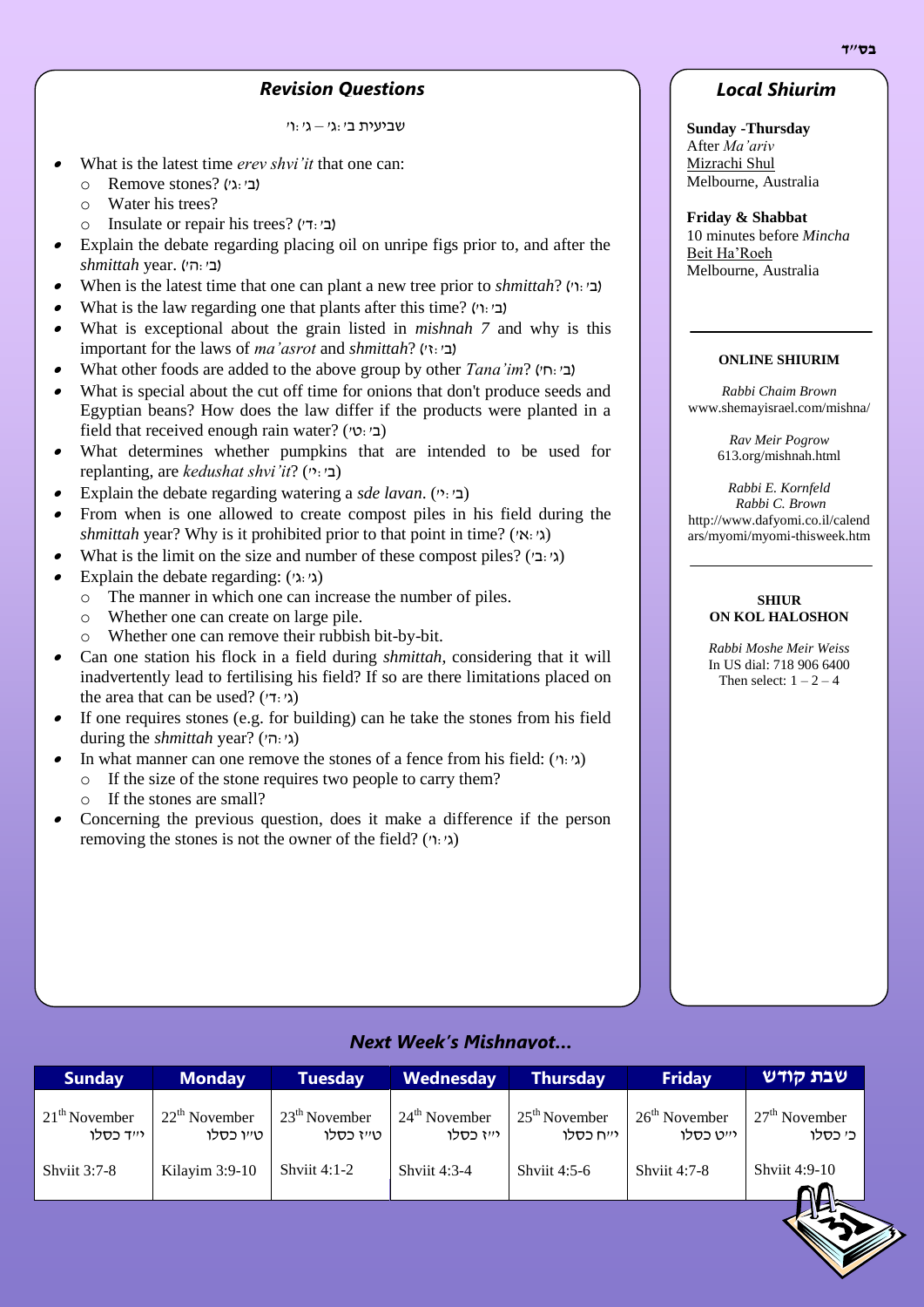## Revision Questions

שביעית ב׳:ג׳ – ג׳:ו׳

- What is the latest time *erev shvi'it* that one can:
  - Remove stones? (ב׳:ג׳)
  - Water his trees?
  - Insulate or repair his trees? (ב׳:ד׳)
- Explain the debate regarding placing oil on unripe figs prior to, and after the *shmittah* year. (ב׳:ה׳)
- When is the latest time that one can plant a new tree prior to *shmittah*? (ב׳:ו׳)
- What is the law regarding one that plants after this time? (ב׳:ו׳)
- What is exceptional about the grain listed in *mishnah 7* and why is this important for the laws of *ma'asrot* and *shmittah*? (ב׳:ז׳)
- What other foods are added to the above group by other *Tana'im*? (ב׳:ח׳)
- What is special about the cut off time for onions that don't produce seeds and Egyptian beans? How does the law differ if the products were planted in a field that received enough rain water? (ב׳:ט׳)
- What determines whether pumpkins that are intended to be used for replanting, are *kedushat shvi'it*? (ב׳:י׳)
- Explain the debate regarding watering a *sde lavan*. (ב׳:י׳)
- From when is one allowed to create compost piles in his field during the *shmittah* year? Why is it prohibited prior to that point in time? (ג׳:א׳)
- What is the limit on the size and number of these compost piles? (ג׳:ב׳)
- Explain the debate regarding: (ג׳:ג׳)
  - The manner in which one can increase the number of piles.
  - Whether one can create on large pile.
  - Whether one can remove their rubbish bit-by-bit.
- Can one station his flock in a field during *shmittah*, considering that it will inadvertently lead to fertilising his field? If so are there limitations placed on the area that can be used? (ג׳:ד׳)
- If one requires stones (e.g. for building) can he take the stones from his field during the *shmittah* year? (ג׳:ה׳)
- In what manner can one remove the stones of a fence from his field: (ג׳:ו׳)
  - If the size of the stone requires two people to carry them?
  - If the stones are small?
- Concerning the previous question, does it make a difference if the person removing the stones is not the owner of the field? (ג׳:ו׳)

## Local Shiurim

**Sunday -Thursday**
After *Ma'ariv*
Mizrachi Shul
Melbourne, Australia

**Friday & Shabbat**
10 minutes before *Mincha*
Beit Ha'Roeh
Melbourne, Australia

**ONLINE SHIURIM**

*Rabbi Chaim Brown*
www.shemayisrael.com/mishna/

*Rav Meir Pogrow*
613.org/mishnah.html

*Rabbi E. Kornfeld*
*Rabbi C. Brown*
http://www.dafyomi.co.il/calendars/myomi/myomi-thisweek.htm

**SHIUR ON KOL HALOSHON**

*Rabbi Moshe Meir Weiss*
In US dial: 718 906 6400
Then select: 1 – 2 – 4

## Next Week's Mishnayot...

| Sunday | Monday | Tuesday | Wednesday | Thursday | Friday | שבת קודש |
|---|---|---|---|---|---|---|
| 21th November י״ד כסלו | 22th November ט״ו כסלו | 23th November ט״ז כסלו | 24th November י״ז כסלו | 25th November י״ח כסלו | 26th November י״ט כסלו | 27th November כ׳ כסלו |
| Shviit 3:7-8 | Kilayim 3:9-10 | Shviit 4:1-2 | Shviit 4:3-4 | Shviit 4:5-6 | Shviit 4:7-8 | Shviit 4:9-10 |